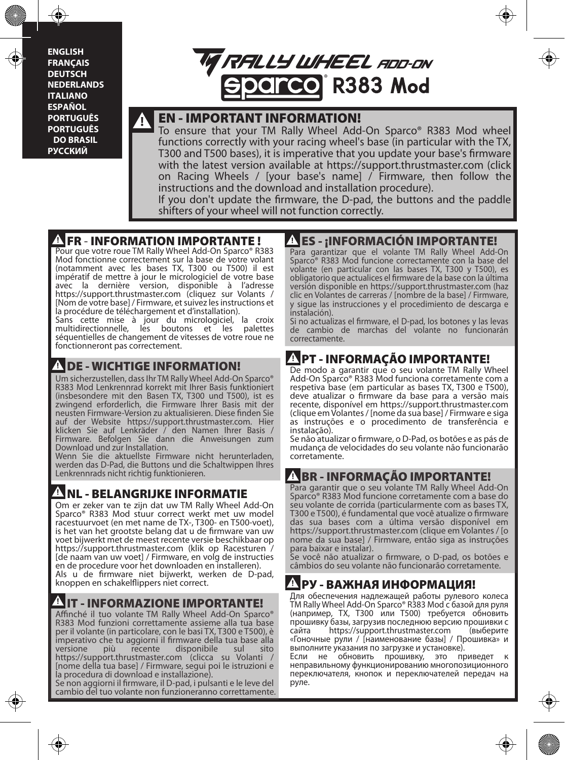ENGLISH
FRANÇAIS
DEUTSCH
NEDERLANDS
ITALIANO
ESPAÑOL
PORTUGUÊS
PORTUGUÊS DO BRASIL
РУССКИЙ

# RALLY WHEEL ADD-ON sparco® R383 Mod

## EN - IMPORTANT INFORMATION!

To ensure that your TM Rally Wheel Add-On Sparco® R383 Mod wheel functions correctly with your racing wheel's base (in particular with the TX, T300 and T500 bases), it is imperative that you update your base's firmware with the latest version available at https://support.thrustmaster.com (click on Racing Wheels / [your base's name] / Firmware, then follow the instructions and the download and installation procedure).

If you don't update the firmware, the D-pad, the buttons and the paddle shifters of your wheel will not function correctly.

## FR - INFORMATION IMPORTANTE !

Pour que votre roue TM Rally Wheel Add-On Sparco® R383 Mod fonctionne correctement sur la base de votre volant (notamment avec les bases TX, T300 ou T500) il est impératif de mettre à jour le micrologiciel de votre base avec la dernière version, disponible à l'adresse https://support.thrustmaster.com (cliquez sur Volants / [Nom de votre base] / Firmware, et suivez les instructions et la procédure de téléchargement et d'installation).

Sans cette mise à jour du micrologiciel, la croix multidirectionnelle, les boutons et les palettes séquentielles de changement de vitesses de votre roue ne fonctionneront pas correctement.

## DE - WICHTIGE INFORMATION!

Um sicherzustellen, dass Ihr TM Rally Wheel Add-On Sparco® R383 Mod Lenkrennrad korrekt mit Ihrer Basis funktioniert (insbesondere mit den Basen TX, T300 und T500), ist es zwingend erforderlich, die Firmware Ihrer Basis mit der neusten Firmware-Version zu aktualisieren. Diese finden Sie auf der Website https://support.thrustmaster.com. Hier klicken Sie auf Lenkräder / den Namen Ihrer Basis / Firmware. Befolgen Sie dann die Anweisungen zum Download und zur Installation.

Wenn Sie die aktuellste Firmware nicht herunterladen, werden das D-Pad, die Buttons und die Schaltwippen Ihres Lenkrennrads nicht richtig funktionieren.

## NL - BELANGRIJKE INFORMATIE

Om er zeker van te zijn dat uw TM Rally Wheel Add-On Sparco® R383 Mod stuur correct werkt met uw model racestuurvoet (en met name de TX-, T300- en T500-voet), is het van het grootste belang dat u de firmware van uw voet bijwerkt met de meest recente versie beschikbaar op https://support.thrustmaster.com (klik op Racesturen / [de naam van uw voet] / Firmware, en volg de instructies en de procedure voor het downloaden en installeren).

Als u de firmware niet bijwerkt, werken de D-pad, knoppen en schakelflippers niet correct.

## IT - INFORMAZIONE IMPORTANTE!

Affinché il tuo volante TM Rally Wheel Add-On Sparco® R383 Mod funzioni correttamente assieme alla tua base per il volante (in particolare, con le basi TX, T300 e T500), è imperativo che tu aggiorni il firmware della tua base alla versione più recente disponibile sul sito https://support.thrustmaster.com (clicca su Volanti / [nome della tua base] / Firmware, segui poi le istruzioni e la procedura di download e installazione).

Se non aggiorni il firmware, il D-pad, i pulsanti e le leve del cambio del tuo volante non funzioneranno correttamente.

## ES - ¡INFORMACIÓN IMPORTANTE!

Para garantizar que el volante TM Rally Wheel Add-On Sparco® R383 Mod funcione correctamente con la base del volante (en particular con las bases TX, T300 y T500), es obligatorio que actualices el firmware de la base con la última versión disponible en https://support.thrustmaster.com (haz clic en Volantes de carreras / [nombre de la base] / Firmware, y sigue las instrucciones y el procedimiento de descarga e instalación).

Si no actualizas el firmware, el D-pad, los botones y las levas de cambio de marchas del volante no funcionarán correctamente.

## PT - INFORMAÇÃO IMPORTANTE!

De modo a garantir que o seu volante TM Rally Wheel Add-On Sparco® R383 Mod funciona corretamente com a respetiva base (em particular as bases TX, T300 e T500), deve atualizar o firmware da base para a versão mais recente, disponível em https://support.thrustmaster.com (clique em Volantes / [nome da sua base] / Firmware e siga as instruções e o procedimento de transferência e instalação).

Se não atualizar o firmware, o D-Pad, os botões e as pás de mudança de velocidades do seu volante não funcionarão corretamente.

## BR - INFORMAÇÃO IMPORTANTE!

Para garantir que o seu volante TM Rally Wheel Add-On Sparco® R383 Mod funcione corretamente com a base do seu volante de corrida (particularmente com as bases TX, T300 e T500), é fundamental que você atualize o firmware das sua bases com a última versão disponível em https://support.thrustmaster.com (clique em Volantes / [o nome da sua base] / Firmware, então siga as instruções para baixar e instalar).

Se você não atualizar o firmware, o D-pad, os botões e câmbios do seu volante não funcionarão corretamente.

## РУ - ВАЖНАЯ ИНФОРМАЦИЯ!

Для обеспечения надлежащей работы рулевого колеса TM Rally Wheel Add-On Sparco® R383 Mod с базой для руля (например, TX, T300 или T500) требуется обновить прошивку базы, загрузив последнюю версию прошивки с сайта https://support.thrustmaster.com (выберите «Гоночные рули / [наименование базы] / Прошивка» и выполните указания по загрузке и установке).

Если не обновить прошивку, это приведет к неправильному функционированию многопозиционного переключателя, кнопок и переключателей передач на руле.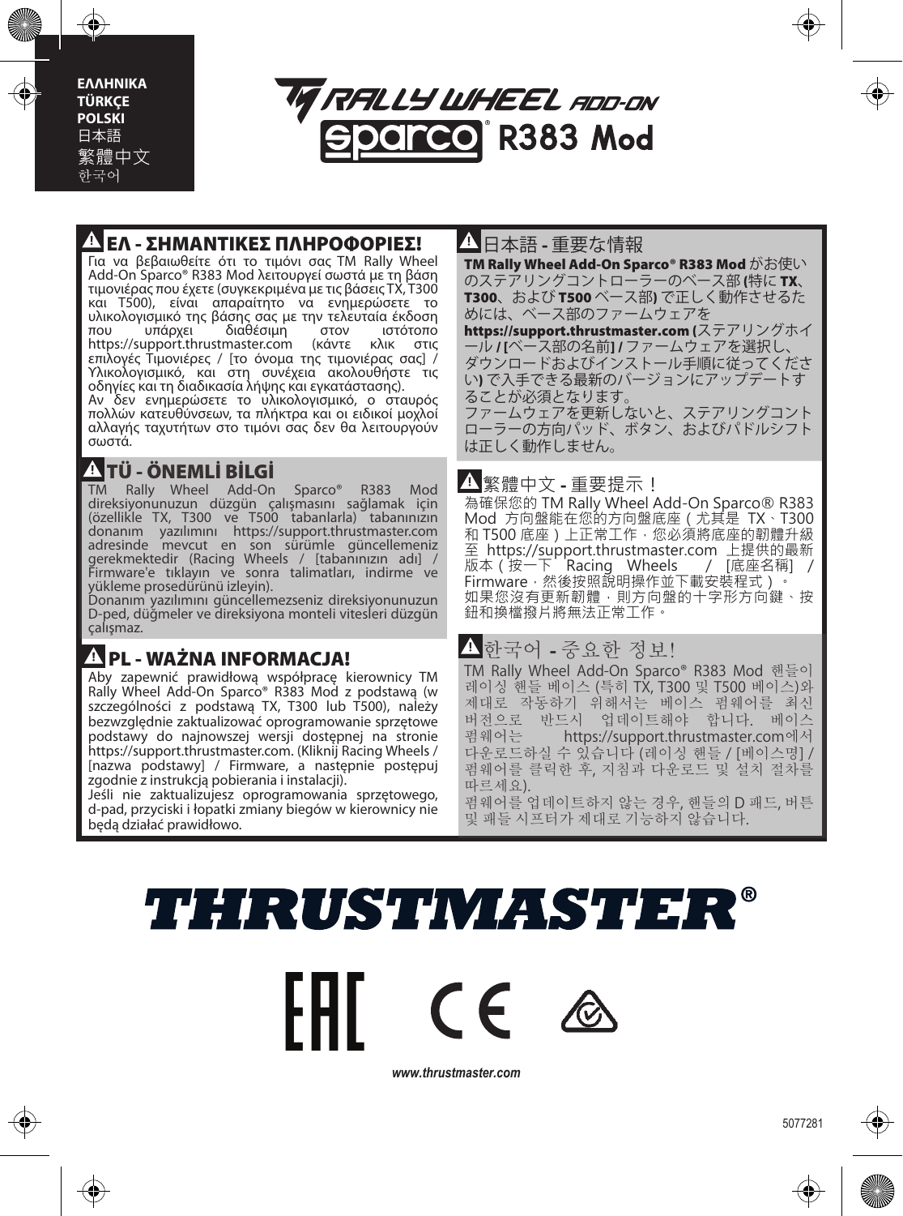ΕΛΛΗΝΙΚΑ
TÜRKÇE
POLSKI
日本語
繁體中文
한국어

# TM RALLY WHEEL ADD-ON sparco® R383 Mod

## ⚠ ΕΛ - ΣΗΜΑΝΤΙΚΕΣ ΠΛΗΡΟΦΟΡΙΕΣ!

Για να βεβαιωθείτε ότι το τιμόνι σας TM Rally Wheel Add-On Sparco® R383 Mod λειτουργεί σωστά με τη βάση τιμονιέρας που έχετε (συγκεκριμένα με τις βάσεις TX, T300 και T500), είναι απαραίτητο να ενημερώσετε το υλικολογισμικό της βάσης σας με την τελευταία έκδοση που υπάρχει διαθέσιμη στον ιστότοπο https://support.thrustmaster.com (κάντε κλικ στις επιλογές Τιμονιέρες / [το όνομα της τιμονιέρας σας] / Υλικολογισμικό, και στη συνέχεια ακολουθήστε τις οδηγίες και τη διαδικασία λήψης και εγκατάστασης).

Αν δεν ενημερώσετε το υλικολογισμικό, ο σταυρός πολλών κατευθύνσεων, τα πλήκτρα και οι ειδικοί μοχλοί αλλαγής ταχυτήτων στο τιμόνι σας δεν θα λειτουργούν σωστά.

## ⚠ TÜ - ÖNEMLİ BİLGİ

TM Rally Wheel Add-On Sparco® R383 Mod direksiyonunuzun düzgün çalışmasını sağlamak için (özellikle TX, T300 ve T500 tabanlarla) tabanınızın donanım yazılımını https://support.thrustmaster.com adresinde mevcut en son sürümle güncellemeniz gerekmektedir (Racing Wheels / [tabanınızın adı] / Firmware'e tıklayın ve sonra talimatları, indirme ve yükleme prosedürünü izleyin).

Donanım yazılımını güncellemezseniz direksiyonunuzun D-ped, düğmeler ve direksiyona monteli vitesleri düzgün çalışmaz.

## ⚠ PL - WAŻNA INFORMACJA!

Aby zapewnić prawidłową współpracę kierownicy TM Rally Wheel Add-On Sparco® R383 Mod z podstawą (w szczególności z podstawą TX, T300 lub T500), należy bezwzględnie zaktualizować oprogramowanie sprzętowe podstawy do najnowszej wersji dostępnej na stronie https://support.thrustmaster.com. (Kliknij Racing Wheels / [nazwa podstawy] / Firmware, a następnie postępuj zgodnie z instrukcją pobierania i instalacji).

Jeśli nie zaktualizujesz oprogramowania sprzętowego, d-pad, przyciski i łopatki zmiany biegów w kierownicy nie będą działać prawidłowo.

## ⚠ 日本語 - 重要な情報

**TM Rally Wheel Add-On Sparco® R383 Mod** がお使いのステアリングコントローラーのベース部 (特に **TX**、**T300**、および **T500** ベース部) で正しく動作させるためには、ベース部のファームウェアを **https://support.thrustmaster.com** (ステアリングホイール / [ベース部の名前] / ファームウェアを選択し、ダウンロードおよびインストール手順に従ってください) で入手できる最新のバージョンにアップデートすることが必須となります。

ファームウェアを更新しないと、ステアリングコントローラーの方向パッド、ボタン、およびパドルシフトは正しく動作しません。

## ⚠ 繁體中文 - 重要提示！

為確保您的 TM Rally Wheel Add-On Sparco® R383 Mod 方向盤能在您的方向盤底座（尤其是 TX、T300 和 T500 底座）上正常工作，您必須將底座的韌體升級至 https://support.thrustmaster.com 上提供的最新版本（按一下 Racing Wheels / [底座名稱] / Firmware，然後按照說明操作並下載安裝程式）。

如果您沒有更新韌體，則方向盤的十字形方向鍵、按鈕和換檔撥片將無法正常工作。

## ⚠ 한국어 - 중요한 정보!

TM Rally Wheel Add-On Sparco® R383 Mod 핸들이 레이싱 핸들 베이스 (특히 TX, T300 및 T500 베이스)와 제대로 작동하기 위해서는 베이스 펌웨어를 최신 버전으로 반드시 업데이트해야 합니다. 베이스 펌웨어는 https://support.thrustmaster.com에서 다운로드하실 수 있습니다 (레이싱 핸들 / [베이스명] / 펌웨어를 클릭한 후, 지침과 다운로드 및 설치 절차를 따르세요).

펌웨어를 업데이트하지 않는 경우, 핸들의 D 패드, 버튼 및 패들 시프터가 제대로 기능하지 않습니다.

THRUSTMASTER®

*www.thrustmaster.com*

5077281